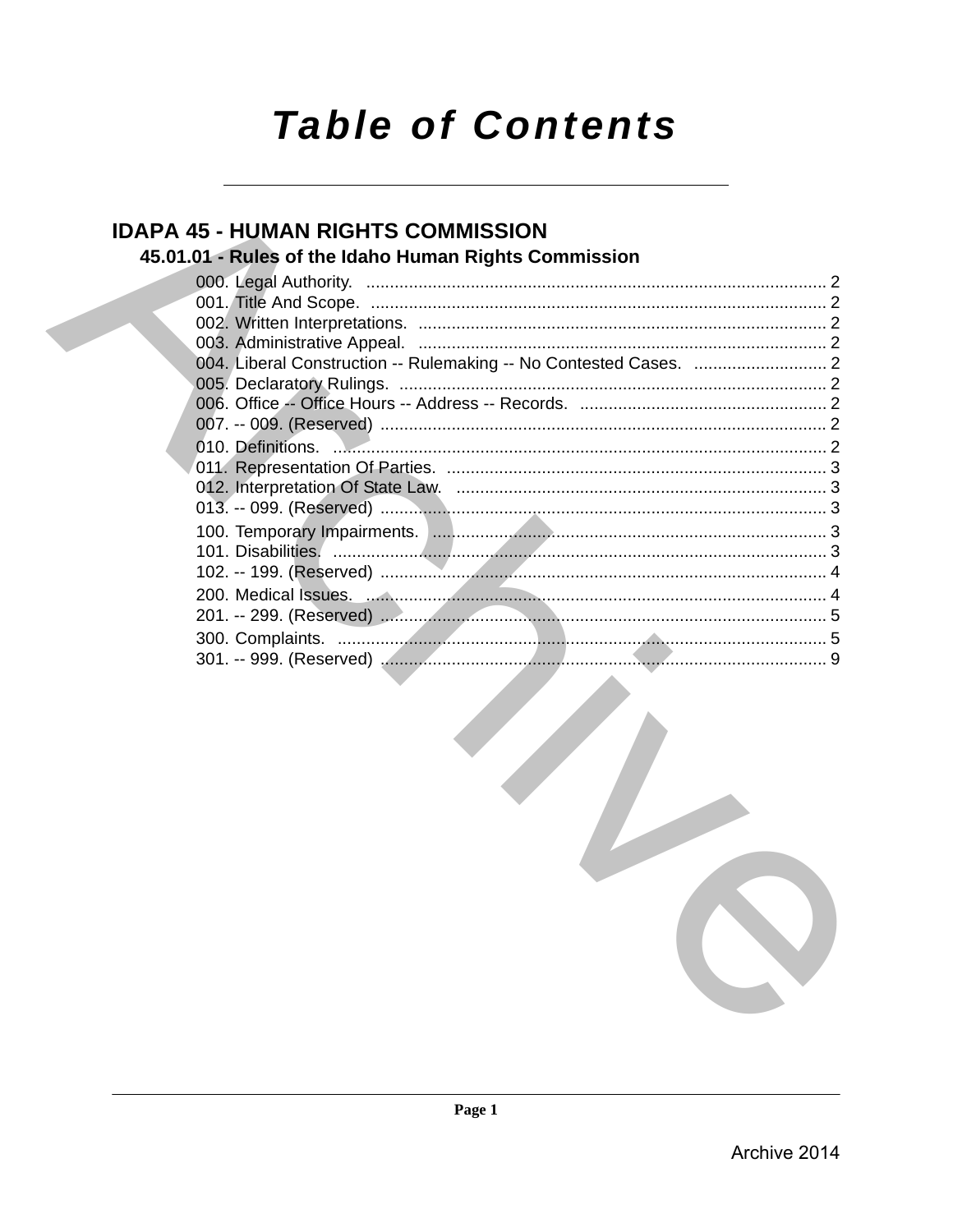# Table of Contents

## IDAPA 45 - HUMAN RIGHTS COMMISSION

### 45.01.01 - Rules of the Idaho Human Rights Commission

000. Legal Authority. ........ 2
001. Title And Scope. ........ 2
002. Written Interpretations. ........ 2
003. Administrative Appeal. ........ 2
004. Liberal Construction -- Rulemaking -- No Contested Cases. ........ 2
005. Declaratory Rulings. ........ 2
006. Office -- Office Hours -- Address -- Records. ........ 2
007. -- 009. (Reserved) ........ 2
010. Definitions. ........ 2
011. Representation Of Parties. ........ 3
012. Interpretation Of State Law. ........ 3
013. -- 099. (Reserved) ........ 3
100. Temporary Impairments. ........ 3
101. Disabilities. ........ 3
102. -- 199. (Reserved) ........ 4
200. Medical Issues. ........ 4
201. -- 299. (Reserved) ........ 5
300. Complaints. ........ 5
301. -- 999. (Reserved) ........ 9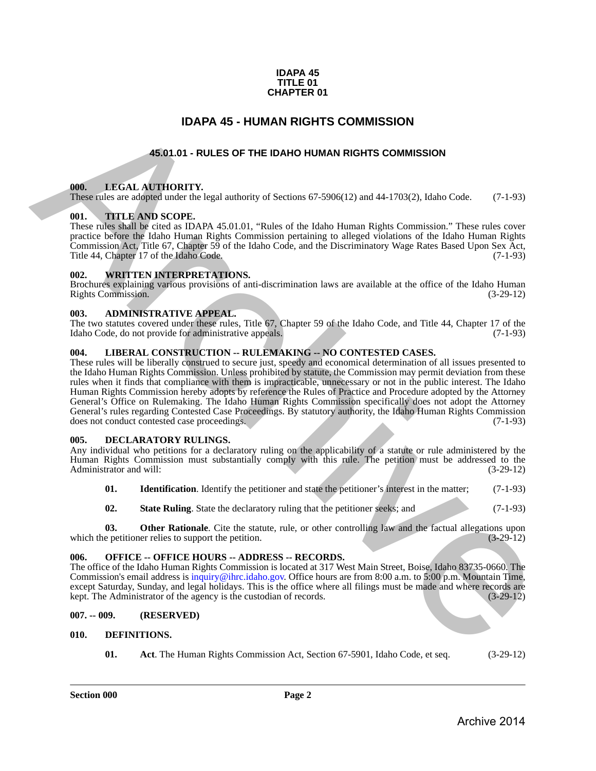**IDAPA 45**
**TITLE 01**
**CHAPTER 01**

# IDAPA 45 - HUMAN RIGHTS COMMISSION

## 45.01.01 - RULES OF THE IDAHO HUMAN RIGHTS COMMISSION

### 000. LEGAL AUTHORITY.

These rules are adopted under the legal authority of Sections 67-5906(12) and 44-1703(2), Idaho Code. (7-1-93)

### 001. TITLE AND SCOPE.

These rules shall be cited as IDAPA 45.01.01, "Rules of the Idaho Human Rights Commission." These rules cover practice before the Idaho Human Rights Commission pertaining to alleged violations of the Idaho Human Rights Commission Act, Title 67, Chapter 59 of the Idaho Code, and the Discriminatory Wage Rates Based Upon Sex Act, Title 44, Chapter 17 of the Idaho Code. (7-1-93)

### 002. WRITTEN INTERPRETATIONS.

Brochures explaining various provisions of anti-discrimination laws are available at the office of the Idaho Human Rights Commission. (3-29-12)

### 003. ADMINISTRATIVE APPEAL.

The two statutes covered under these rules, Title 67, Chapter 59 of the Idaho Code, and Title 44, Chapter 17 of the Idaho Code, do not provide for administrative appeals. (7-1-93)

### 004. LIBERAL CONSTRUCTION -- RULEMAKING -- NO CONTESTED CASES.

These rules will be liberally construed to secure just, speedy and economical determination of all issues presented to the Idaho Human Rights Commission. Unless prohibited by statute, the Commission may permit deviation from these rules when it finds that compliance with them is impracticable, unnecessary or not in the public interest. The Idaho Human Rights Commission hereby adopts by reference the Rules of Practice and Procedure adopted by the Attorney General's Office on Rulemaking. The Idaho Human Rights Commission specifically does not adopt the Attorney General's rules regarding Contested Case Proceedings. By statutory authority, the Idaho Human Rights Commission does not conduct contested case proceedings. (7-1-93)

### 005. DECLARATORY RULINGS.

Any individual who petitions for a declaratory ruling on the applicability of a statute or rule administered by the Human Rights Commission must substantially comply with this rule. The petition must be addressed to the Administrator and will: (3-29-12)

**01. Identification**. Identify the petitioner and state the petitioner's interest in the matter; (7-1-93)

**02. State Ruling**. State the declaratory ruling that the petitioner seeks; and (7-1-93)

**03. Other Rationale**. Cite the statute, rule, or other controlling law and the factual allegations upon which the petitioner relies to support the petition. (3-29-12)

### 006. OFFICE -- OFFICE HOURS -- ADDRESS -- RECORDS.

The office of the Idaho Human Rights Commission is located at 317 West Main Street, Boise, Idaho 83735-0660. The Commission's email address is inquiry@ihrc.idaho.gov. Office hours are from 8:00 a.m. to 5:00 p.m. Mountain Time, except Saturday, Sunday, and legal holidays. This is the office where all filings must be made and where records are kept. The Administrator of the agency is the custodian of records. (3-29-12)

### 007. -- 009. (RESERVED)

### 010. DEFINITIONS.

**01. Act**. The Human Rights Commission Act, Section 67-5901, Idaho Code, et seq. (3-29-12)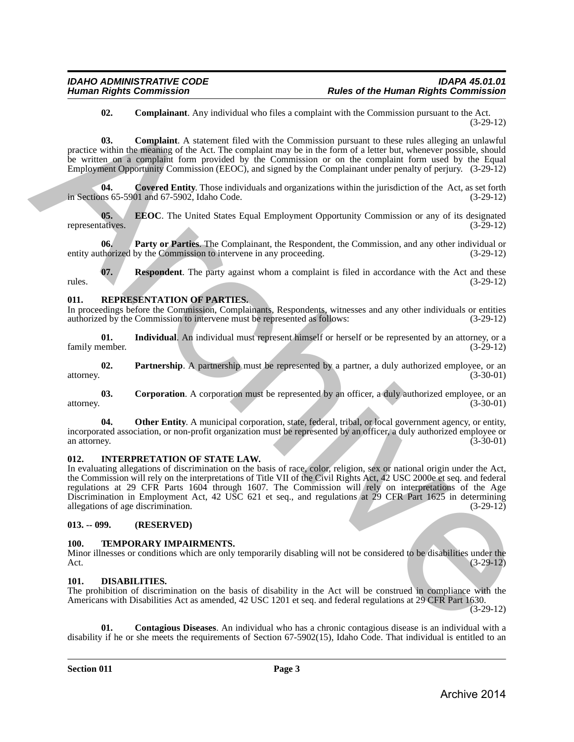**02. Complainant**. Any individual who files a complaint with the Commission pursuant to the Act. (3-29-12)

**03. Complaint**. A statement filed with the Commission pursuant to these rules alleging an unlawful practice within the meaning of the Act. The complaint may be in the form of a letter but, whenever possible, should be written on a complaint form provided by the Commission or on the complaint form used by the Equal Employment Opportunity Commission (EEOC), and signed by the Complainant under penalty of perjury. (3-29-12)

**04. Covered Entity**. Those individuals and organizations within the jurisdiction of the Act, as set forth in Sections 65-5901 and 67-5902, Idaho Code. (3-29-12)

**05. EEOC**. The United States Equal Employment Opportunity Commission or any of its designated representatives. (3-29-12)

**06. Party or Parties**. The Complainant, the Respondent, the Commission, and any other individual or entity authorized by the Commission to intervene in any proceeding. (3-29-12)

**07. Respondent**. The party against whom a complaint is filed in accordance with the Act and these rules. (3-29-12)

### 011. REPRESENTATION OF PARTIES.

In proceedings before the Commission, Complainants, Respondents, witnesses and any other individuals or entities authorized by the Commission to intervene must be represented as follows: (3-29-12)

**01. Individual**. An individual must represent himself or herself or be represented by an attorney, or a family member. (3-29-12)

**02. Partnership**. A partnership must be represented by a partner, a duly authorized employee, or an attorney. (3-30-01)

**03. Corporation**. A corporation must be represented by an officer, a duly authorized employee, or an attorney. (3-30-01)

**04. Other Entity**. A municipal corporation, state, federal, tribal, or local government agency, or entity, incorporated association, or non-profit organization must be represented by an officer, a duly authorized employee or an attorney. (3-30-01)

### 012. INTERPRETATION OF STATE LAW.

In evaluating allegations of discrimination on the basis of race, color, religion, sex or national origin under the Act, the Commission will rely on the interpretations of Title VII of the Civil Rights Act, 42 USC 2000e et seq. and federal regulations at 29 CFR Parts 1604 through 1607. The Commission will rely on interpretations of the Age Discrimination in Employment Act, 42 USC 621 et seq., and regulations at 29 CFR Part 1625 in determining allegations of age discrimination. (3-29-12)

### 013. -- 099. (RESERVED)

### 100. TEMPORARY IMPAIRMENTS.

Minor illnesses or conditions which are only temporarily disabling will not be considered to be disabilities under the Act. (3-29-12)

### 101. DISABILITIES.

The prohibition of discrimination on the basis of disability in the Act will be construed in compliance with the Americans with Disabilities Act as amended, 42 USC 1201 et seq. and federal regulations at 29 CFR Part 1630. (3-29-12)

**01. Contagious Diseases**. An individual who has a chronic contagious disease is an individual with a disability if he or she meets the requirements of Section 67-5902(15), Idaho Code. That individual is entitled to an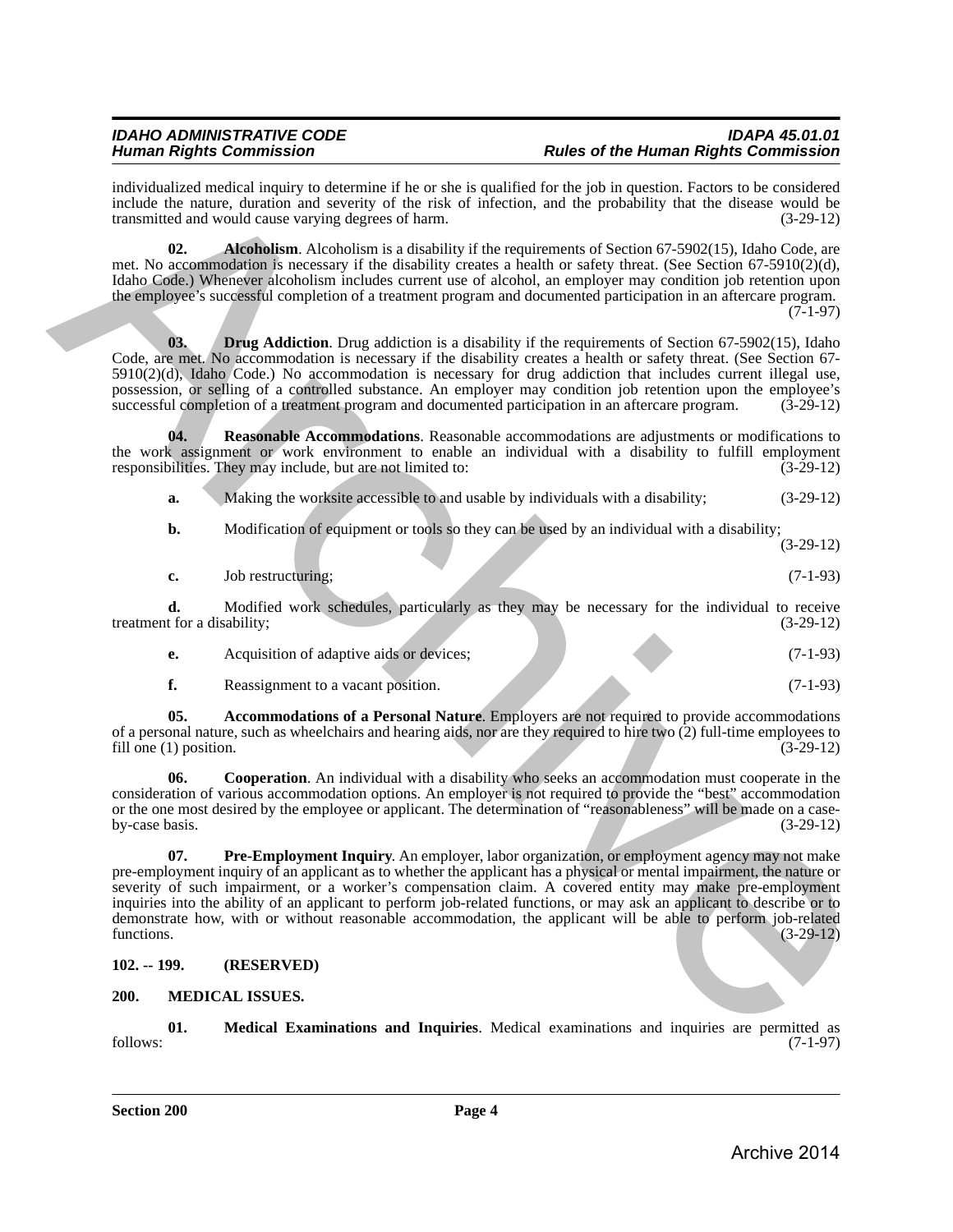individualized medical inquiry to determine if he or she is qualified for the job in question. Factors to be considered include the nature, duration and severity of the risk of infection, and the probability that the disease would be transmitted and would cause varying degrees of harm. (3-29-12)

**02. Alcoholism**. Alcoholism is a disability if the requirements of Section 67-5902(15), Idaho Code, are met. No accommodation is necessary if the disability creates a health or safety threat. (See Section 67-5910(2)(d), Idaho Code.) Whenever alcoholism includes current use of alcohol, an employer may condition job retention upon the employee's successful completion of a treatment program and documented participation in an aftercare program. (7-1-97)

**03. Drug Addiction**. Drug addiction is a disability if the requirements of Section 67-5902(15), Idaho Code, are met. No accommodation is necessary if the disability creates a health or safety threat. (See Section 67-5910(2)(d), Idaho Code.) No accommodation is necessary for drug addiction that includes current illegal use, possession, or selling of a controlled substance. An employer may condition job retention upon the employee's successful completion of a treatment program and documented participation in an aftercare program. (3-29-12)

**04. Reasonable Accommodations**. Reasonable accommodations are adjustments or modifications to the work assignment or work environment to enable an individual with a disability to fulfill employment responsibilities. They may include, but are not limited to: (3-29-12)

**a.** Making the worksite accessible to and usable by individuals with a disability; (3-29-12)

**b.** Modification of equipment or tools so they can be used by an individual with a disability; (3-29-12)

**c.** Job restructuring; (7-1-93)

**d.** Modified work schedules, particularly as they may be necessary for the individual to receive treatment for a disability; (3-29-12)

**e.** Acquisition of adaptive aids or devices; (7-1-93)

**f.** Reassignment to a vacant position. (7-1-93)

**05. Accommodations of a Personal Nature**. Employers are not required to provide accommodations of a personal nature, such as wheelchairs and hearing aids, nor are they required to hire two (2) full-time employees to fill one (1) position. (3-29-12)

**06. Cooperation**. An individual with a disability who seeks an accommodation must cooperate in the consideration of various accommodation options. An employer is not required to provide the "best" accommodation or the one most desired by the employee or applicant. The determination of "reasonableness" will be made on a case-by-case basis. (3-29-12)

**07. Pre-Employment Inquiry**. An employer, labor organization, or employment agency may not make pre-employment inquiry of an applicant as to whether the applicant has a physical or mental impairment, the nature or severity of such impairment, or a worker's compensation claim. A covered entity may make pre-employment inquiries into the ability of an applicant to perform job-related functions, or may ask an applicant to describe or to demonstrate how, with or without reasonable accommodation, the applicant will be able to perform job-related functions. (3-29-12)

## 102. -- 199. (RESERVED)

## 200. MEDICAL ISSUES.

**01. Medical Examinations and Inquiries**. Medical examinations and inquiries are permitted as follows: (7-1-97)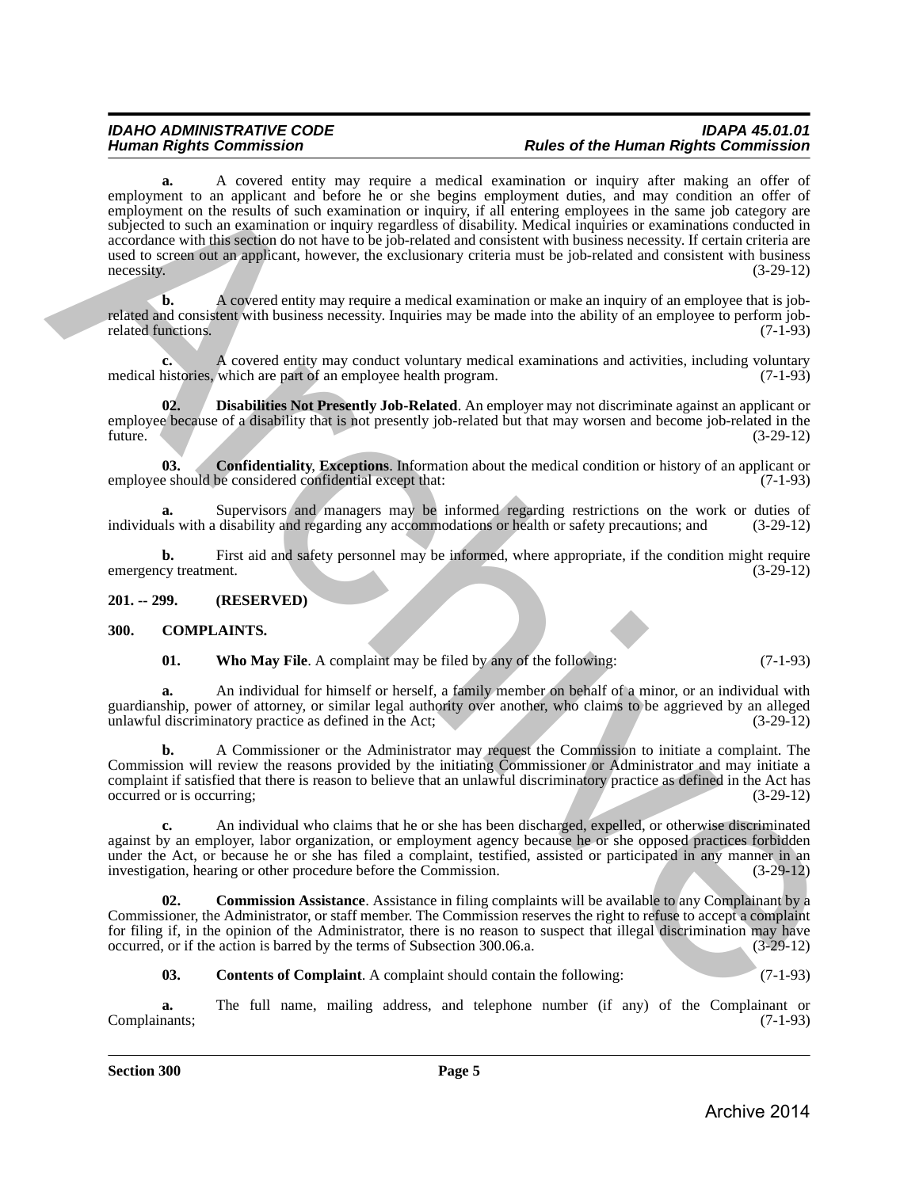**a.** A covered entity may require a medical examination or inquiry after making an offer of employment to an applicant and before he or she begins employment duties, and may condition an offer of employment on the results of such examination or inquiry, if all entering employees in the same job category are subjected to such an examination or inquiry regardless of disability. Medical inquiries or examinations conducted in accordance with this section do not have to be job-related and consistent with business necessity. If certain criteria are used to screen out an applicant, however, the exclusionary criteria must be job-related and consistent with business necessity. (3-29-12)

**b.** A covered entity may require a medical examination or make an inquiry of an employee that is job-related and consistent with business necessity. Inquiries may be made into the ability of an employee to perform job-related functions. (7-1-93)

**c.** A covered entity may conduct voluntary medical examinations and activities, including voluntary medical histories, which are part of an employee health program. (7-1-93)

**02. Disabilities Not Presently Job-Related**. An employer may not discriminate against an applicant or employee because of a disability that is not presently job-related but that may worsen and become job-related in the future. (3-29-12)

**03. Confidentiality, Exceptions**. Information about the medical condition or history of an applicant or employee should be considered confidential except that: (7-1-93)

**a.** Supervisors and managers may be informed regarding restrictions on the work or duties of individuals with a disability and regarding any accommodations or health or safety precautions; and (3-29-12)

**b.** First aid and safety personnel may be informed, where appropriate, if the condition might require emergency treatment. (3-29-12)

## 201. -- 299. (RESERVED)

## 300. COMPLAINTS.

**01. Who May File**. A complaint may be filed by any of the following: (7-1-93)

**a.** An individual for himself or herself, a family member on behalf of a minor, or an individual with guardianship, power of attorney, or similar legal authority over another, who claims to be aggrieved by an alleged unlawful discriminatory practice as defined in the Act; (3-29-12)

**b.** A Commissioner or the Administrator may request the Commission to initiate a complaint. The Commission will review the reasons provided by the initiating Commissioner or Administrator and may initiate a complaint if satisfied that there is reason to believe that an unlawful discriminatory practice as defined in the Act has occurred or is occurring; (3-29-12)

**c.** An individual who claims that he or she has been discharged, expelled, or otherwise discriminated against by an employer, labor organization, or employment agency because he or she opposed practices forbidden under the Act, or because he or she has filed a complaint, testified, assisted or participated in any manner in an investigation, hearing or other procedure before the Commission. (3-29-12)

**02. Commission Assistance**. Assistance in filing complaints will be available to any Complainant by a Commissioner, the Administrator, or staff member. The Commission reserves the right to refuse to accept a complaint for filing if, in the opinion of the Administrator, there is no reason to suspect that illegal discrimination may have occurred, or if the action is barred by the terms of Subsection 300.06.a. (3-29-12)

**03. Contents of Complaint**. A complaint should contain the following: (7-1-93)

**a.** The full name, mailing address, and telephone number (if any) of the Complainant or Complainants; (7-1-93)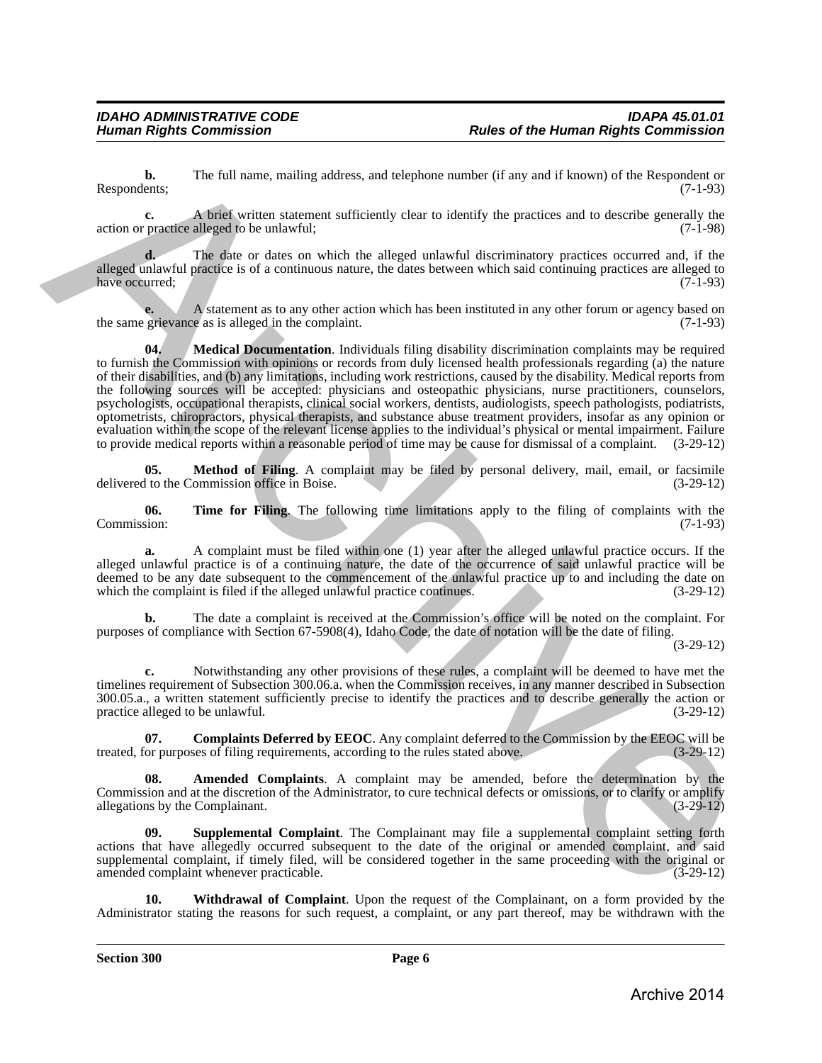**b.** The full name, mailing address, and telephone number (if any and if known) of the Respondent or Respondents; (7-1-93)

**c.** A brief written statement sufficiently clear to identify the practices and to describe generally the action or practice alleged to be unlawful; (7-1-98)

**d.** The date or dates on which the alleged unlawful discriminatory practices occurred and, if the alleged unlawful practice is of a continuous nature, the dates between which said continuing practices are alleged to have occurred; (7-1-93)

**e.** A statement as to any other action which has been instituted in any other forum or agency based on the same grievance as is alleged in the complaint. (7-1-93)

**04. Medical Documentation**. Individuals filing disability discrimination complaints may be required to furnish the Commission with opinions or records from duly licensed health professionals regarding (a) the nature of their disabilities, and (b) any limitations, including work restrictions, caused by the disability. Medical reports from the following sources will be accepted: physicians and osteopathic physicians, nurse practitioners, counselors, psychologists, occupational therapists, clinical social workers, dentists, audiologists, speech pathologists, podiatrists, optometrists, chiropractors, physical therapists, and substance abuse treatment providers, insofar as any opinion or evaluation within the scope of the relevant license applies to the individual's physical or mental impairment. Failure to provide medical reports within a reasonable period of time may be cause for dismissal of a complaint. (3-29-12)

**05. Method of Filing**. A complaint may be filed by personal delivery, mail, email, or facsimile delivered to the Commission office in Boise. (3-29-12)

**06. Time for Filing**. The following time limitations apply to the filing of complaints with the Commission: (7-1-93)

**a.** A complaint must be filed within one (1) year after the alleged unlawful practice occurs. If the alleged unlawful practice is of a continuing nature, the date of the occurrence of said unlawful practice will be deemed to be any date subsequent to the commencement of the unlawful practice up to and including the date on which the complaint is filed if the alleged unlawful practice continues. (3-29-12)

**b.** The date a complaint is received at the Commission's office will be noted on the complaint. For purposes of compliance with Section 67-5908(4), Idaho Code, the date of notation will be the date of filing. (3-29-12)

**c.** Notwithstanding any other provisions of these rules, a complaint will be deemed to have met the timelines requirement of Subsection 300.06.a. when the Commission receives, in any manner described in Subsection 300.05.a., a written statement sufficiently precise to identify the practices and to describe generally the action or practice alleged to be unlawful. (3-29-12)

**07. Complaints Deferred by EEOC**. Any complaint deferred to the Commission by the EEOC will be treated, for purposes of filing requirements, according to the rules stated above. (3-29-12)

**08. Amended Complaints**. A complaint may be amended, before the determination by the Commission and at the discretion of the Administrator, to cure technical defects or omissions, or to clarify or amplify allegations by the Complainant. (3-29-12)

**09. Supplemental Complaint**. The Complainant may file a supplemental complaint setting forth actions that have allegedly occurred subsequent to the date of the original or amended complaint, and said supplemental complaint, if timely filed, will be considered together in the same proceeding with the original or amended complaint whenever practicable. (3-29-12)

**10. Withdrawal of Complaint**. Upon the request of the Complainant, on a form provided by the Administrator stating the reasons for such request, a complaint, or any part thereof, may be withdrawn with the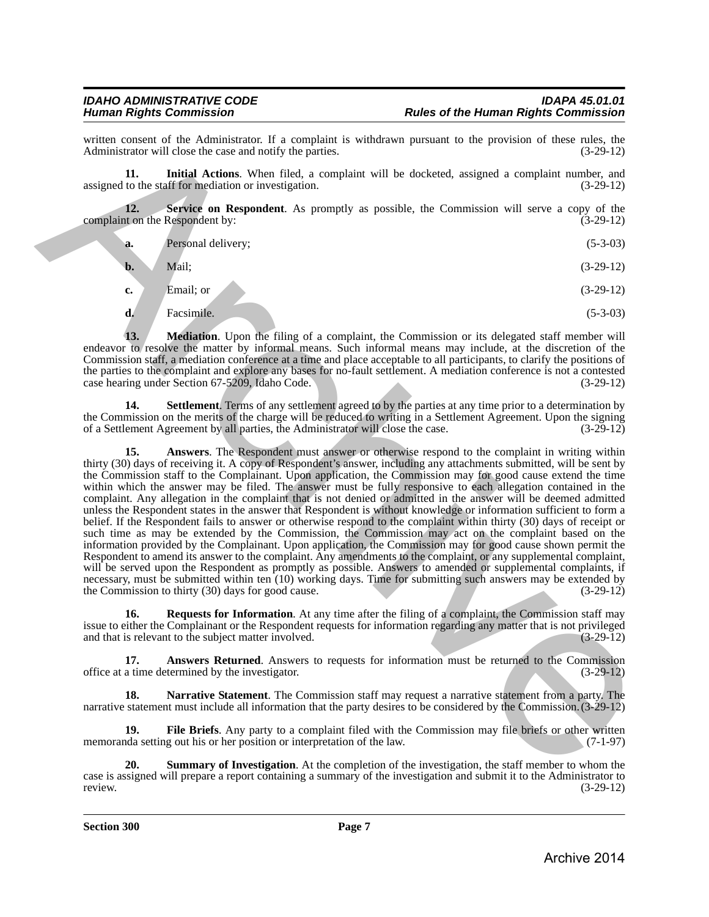written consent of the Administrator. If a complaint is withdrawn pursuant to the provision of these rules, the Administrator will close the case and notify the parties. (3-29-12)

**11. Initial Actions**. When filed, a complaint will be docketed, assigned a complaint number, and assigned to the staff for mediation or investigation. (3-29-12)

**12. Service on Respondent**. As promptly as possible, the Commission will serve a copy of the complaint on the Respondent by: (3-29-12)

**a.** Personal delivery; (5-3-03)

**b.** Mail; (3-29-12)

**c.** Email; or (3-29-12)

**d.** Facsimile. (5-3-03)

**13. Mediation**. Upon the filing of a complaint, the Commission or its delegated staff member will endeavor to resolve the matter by informal means. Such informal means may include, at the discretion of the Commission staff, a mediation conference at a time and place acceptable to all participants, to clarify the positions of the parties to the complaint and explore any bases for no-fault settlement. A mediation conference is not a contested case hearing under Section 67-5209, Idaho Code. (3-29-12)

**14. Settlement**. Terms of any settlement agreed to by the parties at any time prior to a determination by the Commission on the merits of the charge will be reduced to writing in a Settlement Agreement. Upon the signing of a Settlement Agreement by all parties, the Administrator will close the case. (3-29-12)

**15. Answers**. The Respondent must answer or otherwise respond to the complaint in writing within thirty (30) days of receiving it. A copy of Respondent's answer, including any attachments submitted, will be sent by the Commission staff to the Complainant. Upon application, the Commission may for good cause extend the time within which the answer may be filed. The answer must be fully responsive to each allegation contained in the complaint. Any allegation in the complaint that is not denied or admitted in the answer will be deemed admitted unless the Respondent states in the answer that Respondent is without knowledge or information sufficient to form a belief. If the Respondent fails to answer or otherwise respond to the complaint within thirty (30) days of receipt or such time as may be extended by the Commission, the Commission may act on the complaint based on the information provided by the Complainant. Upon application, the Commission may for good cause shown permit the Respondent to amend its answer to the complaint. Any amendments to the complaint, or any supplemental complaint, will be served upon the Respondent as promptly as possible. Answers to amended or supplemental complaints, if necessary, must be submitted within ten (10) working days. Time for submitting such answers may be extended by the Commission to thirty (30) days for good cause. (3-29-12)

**16. Requests for Information**. At any time after the filing of a complaint, the Commission staff may issue to either the Complainant or the Respondent requests for information regarding any matter that is not privileged and that is relevant to the subject matter involved. (3-29-12)

**17. Answers Returned**. Answers to requests for information must be returned to the Commission office at a time determined by the investigator. (3-29-12)

**18. Narrative Statement**. The Commission staff may request a narrative statement from a party. The narrative statement must include all information that the party desires to be considered by the Commission. (3-29-12)

**19. File Briefs**. Any party to a complaint filed with the Commission may file briefs or other written memoranda setting out his or her position or interpretation of the law. (7-1-97)

**20. Summary of Investigation**. At the completion of the investigation, the staff member to whom the case is assigned will prepare a report containing a summary of the investigation and submit it to the Administrator to review. (3-29-12)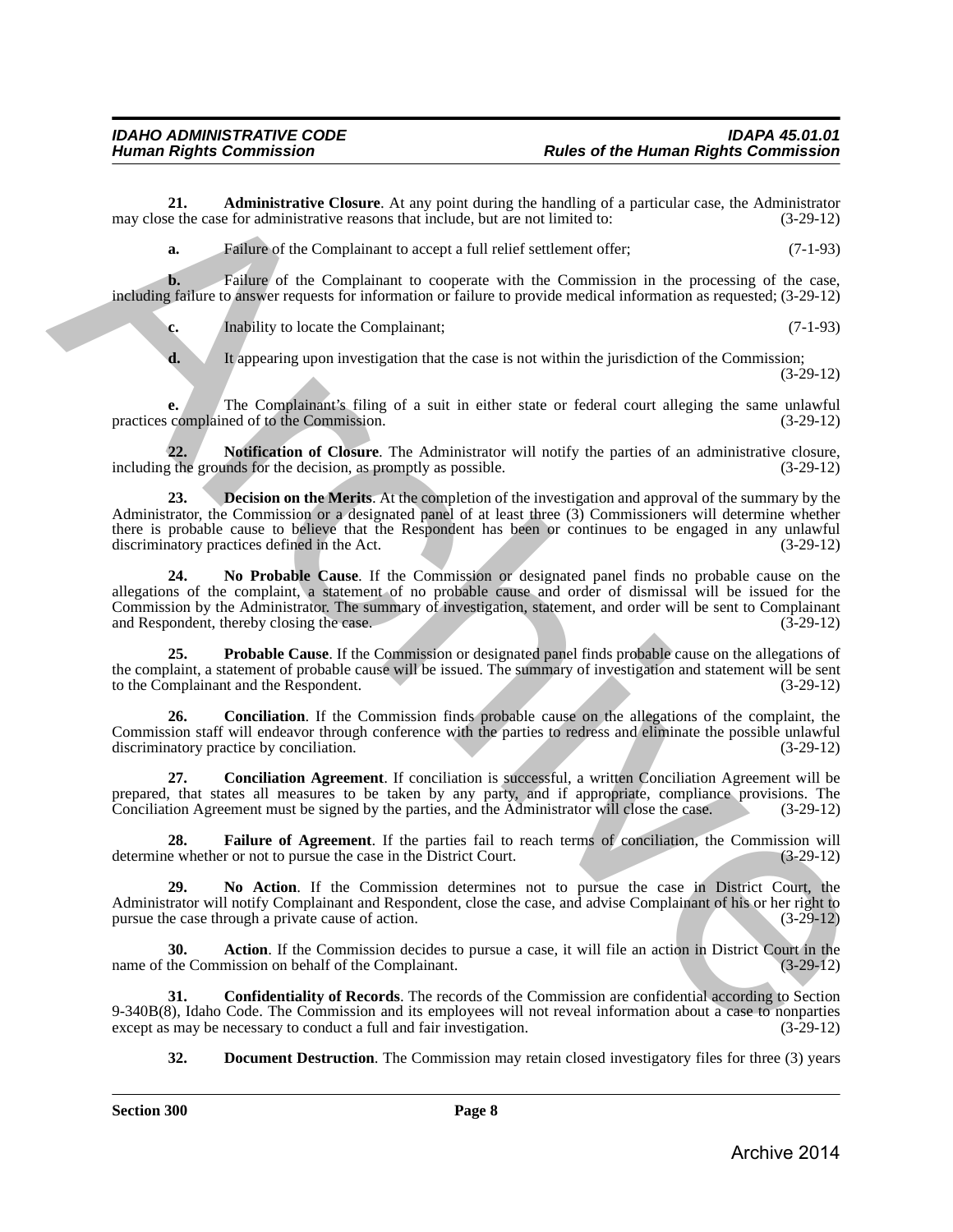**21. Administrative Closure**. At any point during the handling of a particular case, the Administrator may close the case for administrative reasons that include, but are not limited to: (3-29-12)

**a.** Failure of the Complainant to accept a full relief settlement offer; (7-1-93)

**b.** Failure of the Complainant to cooperate with the Commission in the processing of the case, including failure to answer requests for information or failure to provide medical information as requested; (3-29-12)

**c.** Inability to locate the Complainant; (7-1-93)

**d.** It appearing upon investigation that the case is not within the jurisdiction of the Commission; (3-29-12)

**e.** The Complainant's filing of a suit in either state or federal court alleging the same unlawful practices complained of to the Commission. (3-29-12)

**22. Notification of Closure**. The Administrator will notify the parties of an administrative closure, including the grounds for the decision, as promptly as possible. (3-29-12)

**23. Decision on the Merits**. At the completion of the investigation and approval of the summary by the Administrator, the Commission or a designated panel of at least three (3) Commissioners will determine whether there is probable cause to believe that the Respondent has been or continues to be engaged in any unlawful discriminatory practices defined in the Act. (3-29-12)

**24. No Probable Cause**. If the Commission or designated panel finds no probable cause on the allegations of the complaint, a statement of no probable cause and order of dismissal will be issued for the Commission by the Administrator. The summary of investigation, statement, and order will be sent to Complainant and Respondent, thereby closing the case. (3-29-12)

**25. Probable Cause**. If the Commission or designated panel finds probable cause on the allegations of the complaint, a statement of probable cause will be issued. The summary of investigation and statement will be sent to the Complainant and the Respondent. (3-29-12)

**26. Conciliation**. If the Commission finds probable cause on the allegations of the complaint, the Commission staff will endeavor through conference with the parties to redress and eliminate the possible unlawful discriminatory practice by conciliation. (3-29-12)

**27. Conciliation Agreement**. If conciliation is successful, a written Conciliation Agreement will be prepared, that states all measures to be taken by any party, and if appropriate, compliance provisions. The Conciliation Agreement must be signed by the parties, and the Administrator will close the case. (3-29-12)

**28. Failure of Agreement**. If the parties fail to reach terms of conciliation, the Commission will determine whether or not to pursue the case in the District Court. (3-29-12)

**29. No Action**. If the Commission determines not to pursue the case in District Court, the Administrator will notify Complainant and Respondent, close the case, and advise Complainant of his or her right to pursue the case through a private cause of action. (3-29-12)

**30. Action**. If the Commission decides to pursue a case, it will file an action in District Court in the name of the Commission on behalf of the Complainant. (3-29-12)

**31. Confidentiality of Records**. The records of the Commission are confidential according to Section 9-340B(8), Idaho Code. The Commission and its employees will not reveal information about a case to nonparties except as may be necessary to conduct a full and fair investigation. (3-29-12)

**32. Document Destruction**. The Commission may retain closed investigatory files for three (3) years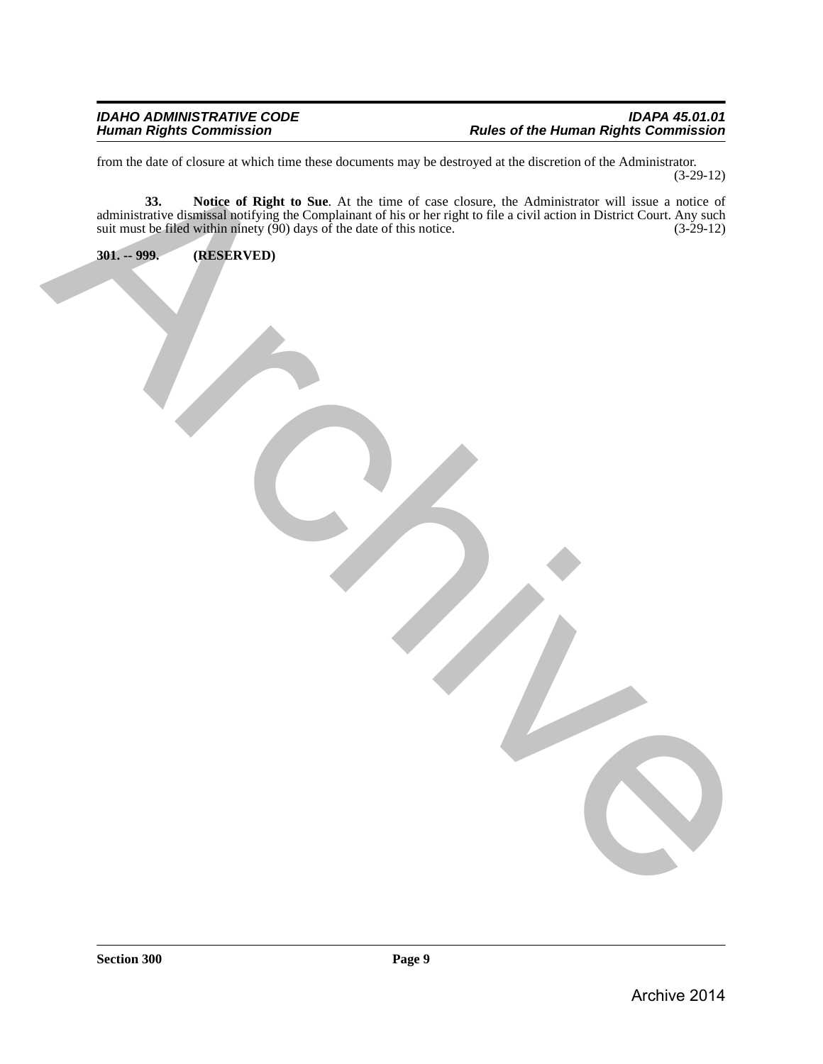from the date of closure at which time these documents may be destroyed at the discretion of the Administrator. (3-29-12)

**33. Notice of Right to Sue**. At the time of case closure, the Administrator will issue a notice of administrative dismissal notifying the Complainant of his or her right to file a civil action in District Court. Any such suit must be filed within ninety (90) days of the date of this notice. (3-29-12)

**301. -- 999. (RESERVED)**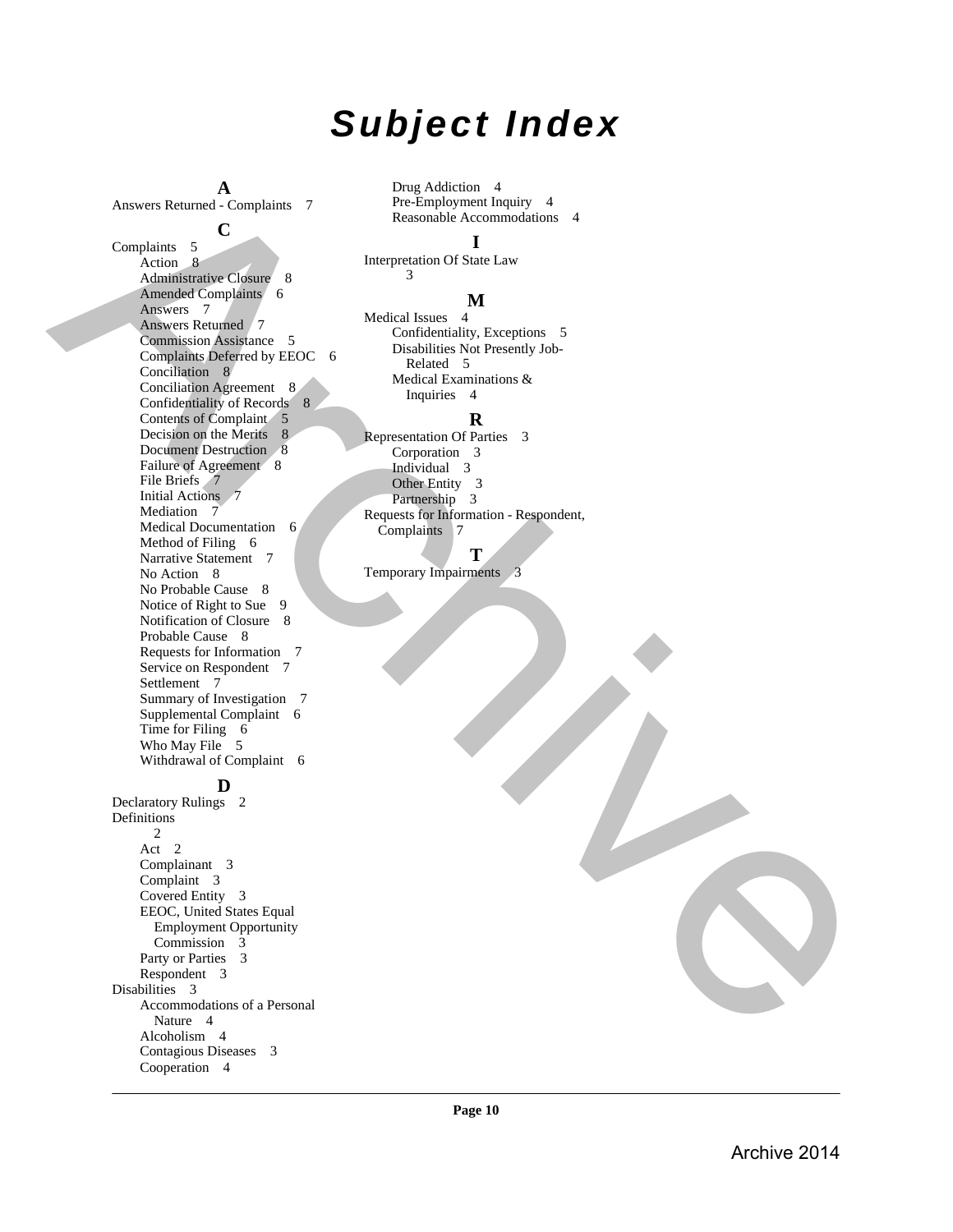# Subject Index

## A

Answers Returned - Complaints 7

## C

Complaints 5
- Action 8
- Administrative Closure 8
- Amended Complaints 6
- Answers 7
- Answers Returned 7
- Commission Assistance 5
- Complaints Deferred by EEOC 6
- Conciliation 8
- Conciliation Agreement 8
- Confidentiality of Records 8
- Contents of Complaint 5
- Decision on the Merits 8
- Document Destruction 8
- Failure of Agreement 8
- File Briefs 7
- Initial Actions 7
- Mediation 7
- Medical Documentation 6
- Method of Filing 6
- Narrative Statement 7
- No Action 8
- No Probable Cause 8
- Notice of Right to Sue 9
- Notification of Closure 8
- Probable Cause 8
- Requests for Information 7
- Service on Respondent 7
- Settlement 7
- Summary of Investigation 7
- Supplemental Complaint 6
- Time for Filing 6
- Who May File 5
- Withdrawal of Complaint 6

## D

Declaratory Rulings 2

Definitions 2
- Act 2
- Complainant 3
- Complaint 3
- Covered Entity 3
- EEOC, United States Equal Employment Opportunity Commission 3
- Party or Parties 3
- Respondent 3

Disabilities 3
- Accommodations of a Personal Nature 4
- Alcoholism 4
- Contagious Diseases 3
- Cooperation 4
- Drug Addiction 4
- Pre-Employment Inquiry 4
- Reasonable Accommodations 4

## I

Interpretation Of State Law 3

## M

Medical Issues 4
- Confidentiality, Exceptions 5
- Disabilities Not Presently Job-Related 5
- Medical Examinations & Inquiries 4

## R

Representation Of Parties 3
- Corporation 3
- Individual 3
- Other Entity 3
- Partnership 3

Requests for Information - Respondent, Complaints 7

## T

Temporary Impairments 3